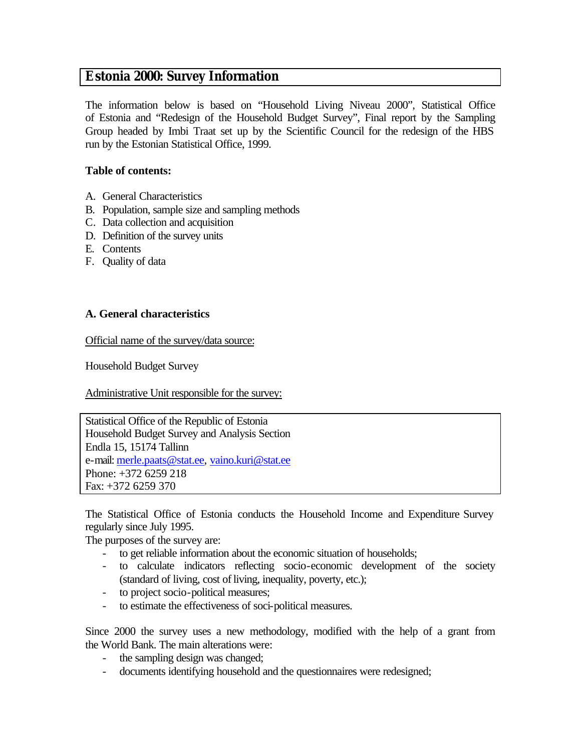# Estonia 2000: Survey Information

The information below is based on "Household Living Niveau 2000", Statistical Office of Estonia and "Redesign of the Household Budget Survey", Final report by the Sampling Group headed by Imbi Traat set up by the Scientific Council for the redesign of the HBS run by the Estonian Statistical Office, 1999.

**Table of contents:**

A. General Characteristics
B. Population, sample size and sampling methods
C. Data collection and acquisition
D. Definition of the survey units
E. Contents
F. Quality of data

### A. General characteristics

Official name of the survey/data source:

Household Budget Survey

Administrative Unit responsible for the survey:

Statistical Office of the Republic of Estonia
Household Budget Survey and Analysis Section
Endla 15, 15174 Tallinn
e-mail: merle.paats@stat.ee, vaino.kuri@stat.ee
Phone: +372 6259 218
Fax: +372 6259 370

The Statistical Office of Estonia conducts the Household Income and Expenditure Survey regularly since July 1995.

The purposes of the survey are:

- to get reliable information about the economic situation of households;
- to calculate indicators reflecting socio-economic development of the society (standard of living, cost of living, inequality, poverty, etc.);
- to project socio-political measures;
- to estimate the effectiveness of soci-political measures.

Since 2000 the survey uses a new methodology, modified with the help of a grant from the World Bank. The main alterations were:

- the sampling design was changed;
- documents identifying household and the questionnaires were redesigned;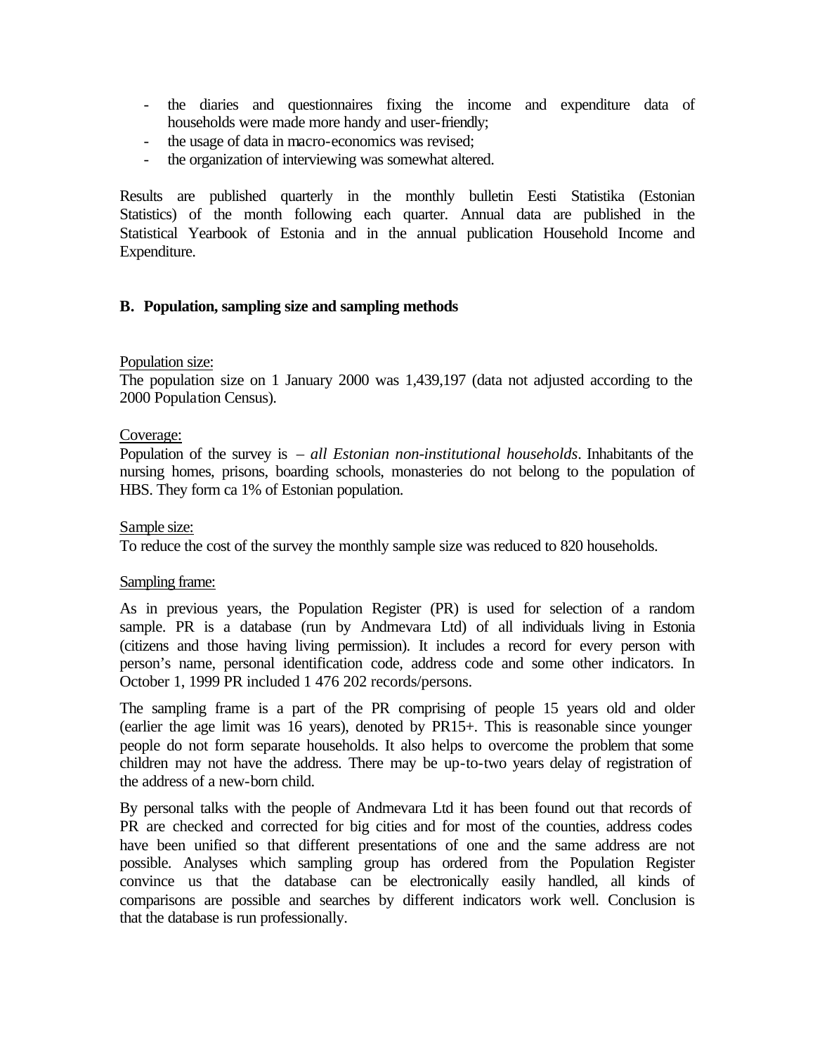- the diaries and questionnaires fixing the income and expenditure data of households were made more handy and user-friendly;
- the usage of data in macro-economics was revised;
- the organization of interviewing was somewhat altered.

Results are published quarterly in the monthly bulletin Eesti Statistika (Estonian Statistics) of the month following each quarter. Annual data are published in the Statistical Yearbook of Estonia and in the annual publication Household Income and Expenditure.

## B. Population, sampling size and sampling methods

Population size:
The population size on 1 January 2000 was 1,439,197 (data not adjusted according to the 2000 Population Census).

Coverage:
Population of the survey is – *all Estonian non-institutional households*. Inhabitants of the nursing homes, prisons, boarding schools, monasteries do not belong to the population of HBS. They form ca 1% of Estonian population.

Sample size:
To reduce the cost of the survey the monthly sample size was reduced to 820 households.

Sampling frame:

As in previous years, the Population Register (PR) is used for selection of a random sample. PR is a database (run by Andmevara Ltd) of all individuals living in Estonia (citizens and those having living permission). It includes a record for every person with person's name, personal identification code, address code and some other indicators. In October 1, 1999 PR included 1 476 202 records/persons.

The sampling frame is a part of the PR comprising of people 15 years old and older (earlier the age limit was 16 years), denoted by PR15+. This is reasonable since younger people do not form separate households. It also helps to overcome the problem that some children may not have the address. There may be up-to-two years delay of registration of the address of a new-born child.

By personal talks with the people of Andmevara Ltd it has been found out that records of PR are checked and corrected for big cities and for most of the counties, address codes have been unified so that different presentations of one and the same address are not possible. Analyses which sampling group has ordered from the Population Register convince us that the database can be electronically easily handled, all kinds of comparisons are possible and searches by different indicators work well. Conclusion is that the database is run professionally.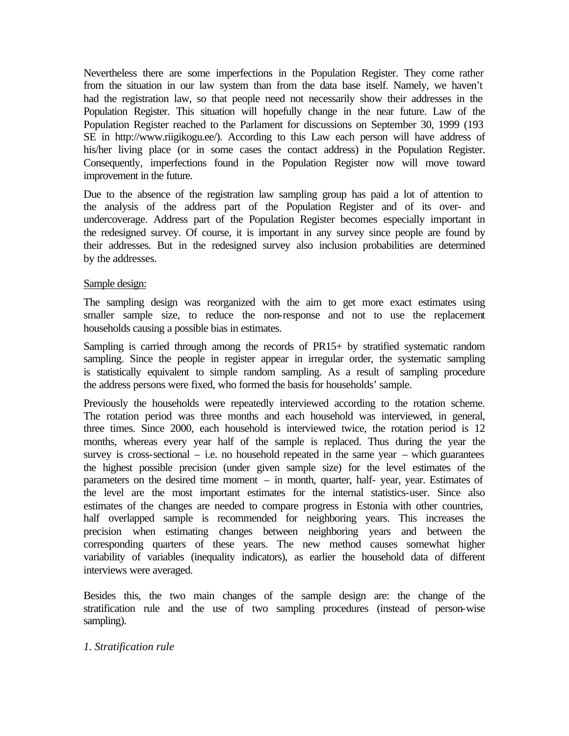Nevertheless there are some imperfections in the Population Register. They come rather from the situation in our law system than from the data base itself. Namely, we haven't had the registration law, so that people need not necessarily show their addresses in the Population Register. This situation will hopefully change in the near future. Law of the Population Register reached to the Parlament for discussions on September 30, 1999 (193 SE in http://www.riigikogu.ee/). According to this Law each person will have address of his/her living place (or in some cases the contact address) in the Population Register. Consequently, imperfections found in the Population Register now will move toward improvement in the future.

Due to the absence of the registration law sampling group has paid a lot of attention to the analysis of the address part of the Population Register and of its over- and undercoverage. Address part of the Population Register becomes especially important in the redesigned survey. Of course, it is important in any survey since people are found by their addresses. But in the redesigned survey also inclusion probabilities are determined by the addresses.

<u>Sample design:</u>

The sampling design was reorganized with the aim to get more exact estimates using smaller sample size, to reduce the non-response and not to use the replacement households causing a possible bias in estimates.

Sampling is carried through among the records of PR15+ by stratified systematic random sampling. Since the people in register appear in irregular order, the systematic sampling is statistically equivalent to simple random sampling. As a result of sampling procedure the address persons were fixed, who formed the basis for households' sample.

Previously the households were repeatedly interviewed according to the rotation scheme. The rotation period was three months and each household was interviewed, in general, three times. Since 2000, each household is interviewed twice, the rotation period is 12 months, whereas every year half of the sample is replaced. Thus during the year the survey is cross-sectional – i.e. no household repeated in the same year – which guarantees the highest possible precision (under given sample size) for the level estimates of the parameters on the desired time moment – in month, quarter, half- year, year. Estimates of the level are the most important estimates for the internal statistics-user. Since also estimates of the changes are needed to compare progress in Estonia with other countries, half overlapped sample is recommended for neighboring years. This increases the precision when estimating changes between neighboring years and between the corresponding quarters of these years. The new method causes somewhat higher variability of variables (inequality indicators), as earlier the household data of different interviews were averaged.

Besides this, the two main changes of the sample design are: the change of the stratification rule and the use of two sampling procedures (instead of person-wise sampling).

*1. Stratification rule*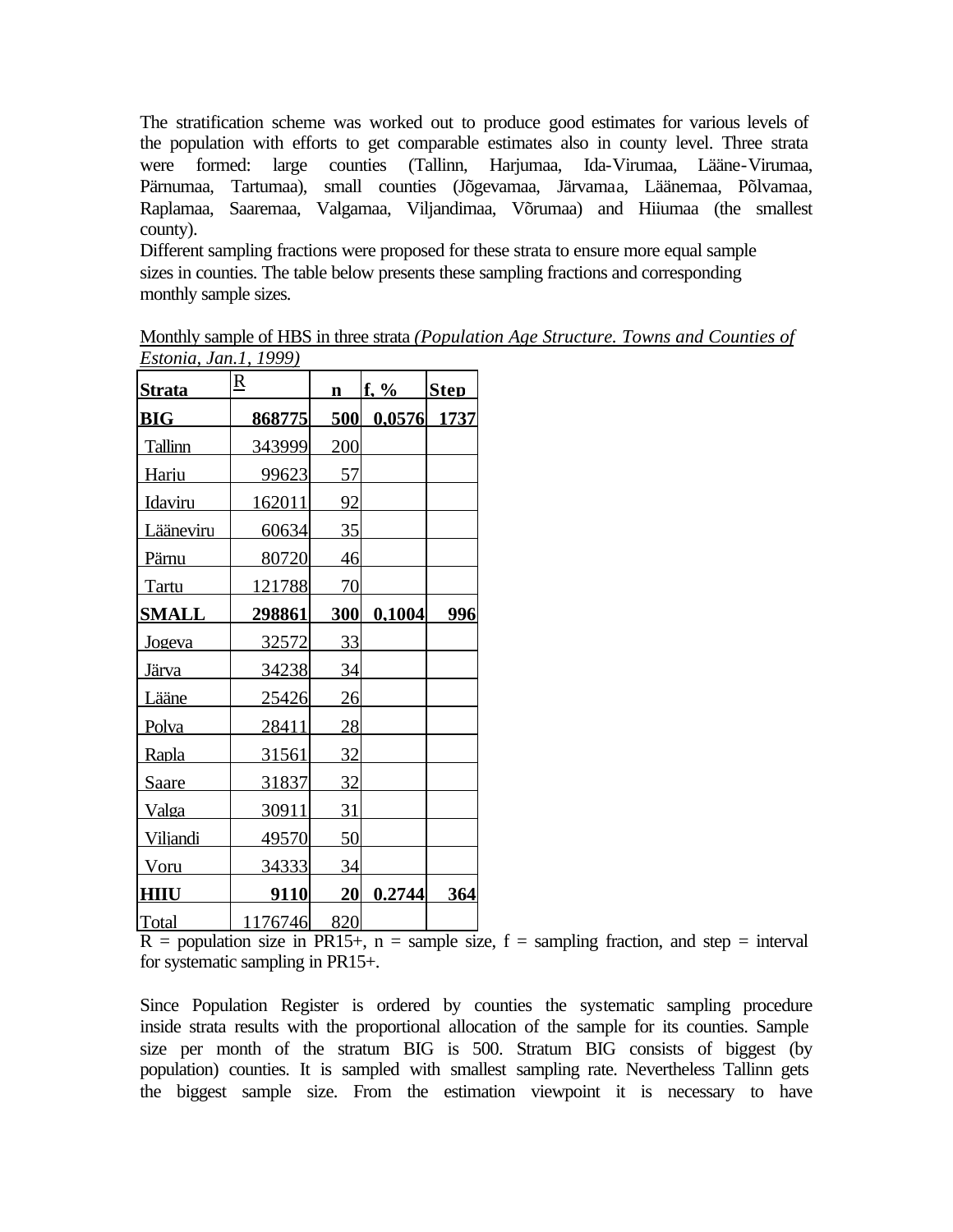The stratification scheme was worked out to produce good estimates for various levels of the population with efforts to get comparable estimates also in county level. Three strata were formed: large counties (Tallinn, Harjumaa, Ida-Virumaa, Lääne-Virumaa, Pärnumaa, Tartumaa), small counties (Jõgevamaa, Järvamaa, Läänemaa, Põlvamaa, Raplamaa, Saaremaa, Valgamaa, Viljandimaa, Võrumaa) and Hiiumaa (the smallest county).

Different sampling fractions were proposed for these strata to ensure more equal sample sizes in counties. The table below presents these sampling fractions and corresponding monthly sample sizes.

Monthly sample of HBS in three strata *(Population Age Structure. Towns and Counties of Estonia, Jan.1, 1999)*

| Strata | R | n | f, % | Step |
|---|---|---|---|---|
| **BIG** | **868775** | **500** | **0,0576** | **1737** |
| Tallinn | 343999 | 200 | | |
| Harju | 99623 | 57 | | |
| Idaviru | 162011 | 92 | | |
| Lääneviru | 60634 | 35 | | |
| Pärnu | 80720 | 46 | | |
| Tartu | 121788 | 70 | | |
| **SMALL** | **298861** | **300** | **0,1004** | **996** |
| Jogeva | 32572 | 33 | | |
| Järva | 34238 | 34 | | |
| Lääne | 25426 | 26 | | |
| Polva | 28411 | 28 | | |
| Rapla | 31561 | 32 | | |
| Saare | 31837 | 32 | | |
| Valga | 30911 | 31 | | |
| Viljandi | 49570 | 50 | | |
| Voru | 34333 | 34 | | |
| **HIIU** | **9110** | **20** | **0.2744** | **364** |
| Total | 1176746 | 820 | | |

R = population size in PR15+, n = sample size, f = sampling fraction, and step = interval for systematic sampling in PR15+.

Since Population Register is ordered by counties the systematic sampling procedure inside strata results with the proportional allocation of the sample for its counties. Sample size per month of the stratum BIG is 500. Stratum BIG consists of biggest (by population) counties. It is sampled with smallest sampling rate. Nevertheless Tallinn gets the biggest sample size. From the estimation viewpoint it is necessary to have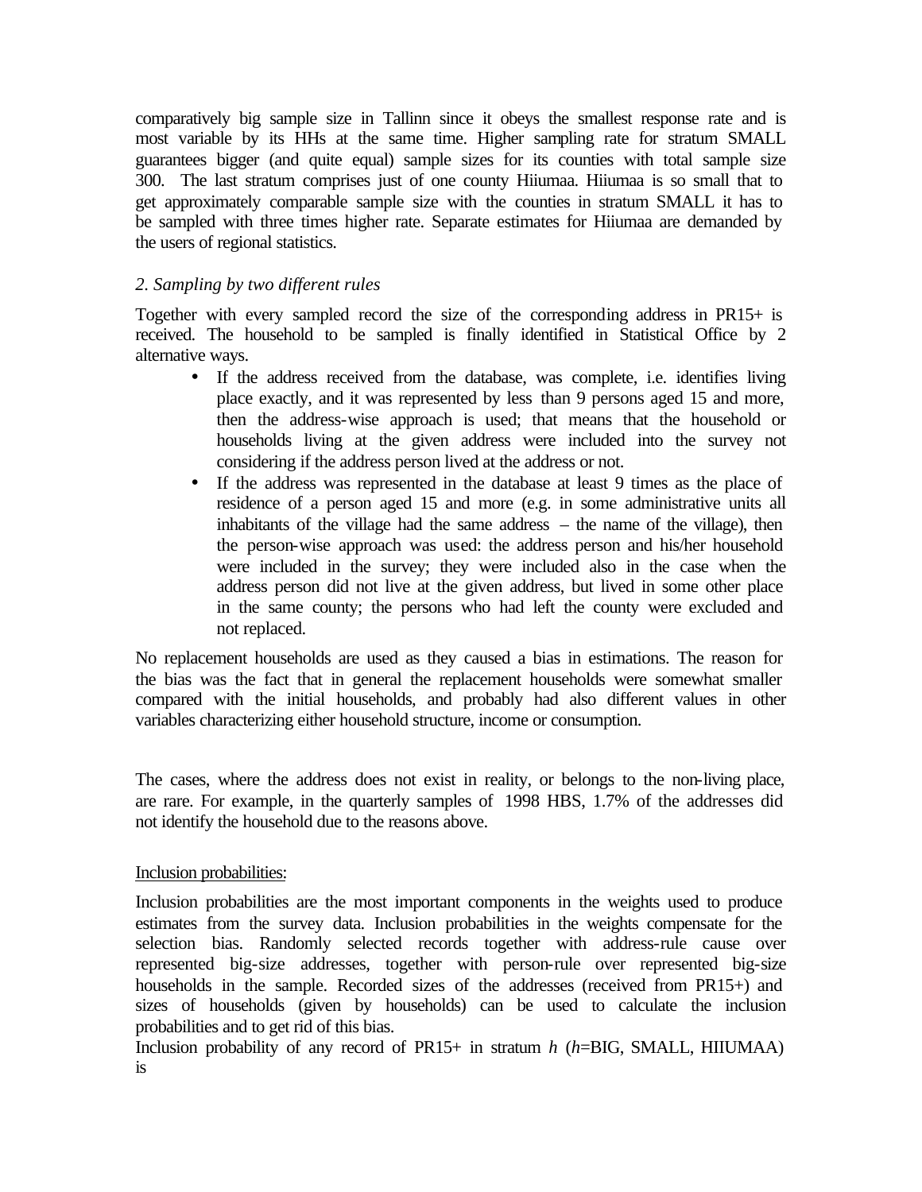comparatively big sample size in Tallinn since it obeys the smallest response rate and is most variable by its HHs at the same time. Higher sampling rate for stratum SMALL guarantees bigger (and quite equal) sample sizes for its counties with total sample size 300. The last stratum comprises just of one county Hiiumaa. Hiiumaa is so small that to get approximately comparable sample size with the counties in stratum SMALL it has to be sampled with three times higher rate. Separate estimates for Hiiumaa are demanded by the users of regional statistics.

*2. Sampling by two different rules*

Together with every sampled record the size of the corresponding address in PR15+ is received. The household to be sampled is finally identified in Statistical Office by 2 alternative ways.

- If the address received from the database, was complete, i.e. identifies living place exactly, and it was represented by less than 9 persons aged 15 and more, then the address-wise approach is used; that means that the household or households living at the given address were included into the survey not considering if the address person lived at the address or not.
- If the address was represented in the database at least 9 times as the place of residence of a person aged 15 and more (e.g. in some administrative units all inhabitants of the village had the same address – the name of the village), then the person-wise approach was used: the address person and his/her household were included in the survey; they were included also in the case when the address person did not live at the given address, but lived in some other place in the same county; the persons who had left the county were excluded and not replaced.

No replacement households are used as they caused a bias in estimations. The reason for the bias was the fact that in general the replacement households were somewhat smaller compared with the initial households, and probably had also different values in other variables characterizing either household structure, income or consumption.

The cases, where the address does not exist in reality, or belongs to the non-living place, are rare. For example, in the quarterly samples of 1998 HBS, 1.7% of the addresses did not identify the household due to the reasons above.

Inclusion probabilities:

Inclusion probabilities are the most important components in the weights used to produce estimates from the survey data. Inclusion probabilities in the weights compensate for the selection bias. Randomly selected records together with address-rule cause over represented big-size addresses, together with person-rule over represented big-size households in the sample. Recorded sizes of the addresses (received from PR15+) and sizes of households (given by households) can be used to calculate the inclusion probabilities and to get rid of this bias.

Inclusion probability of any record of PR15+ in stratum $h$ ($h$=BIG, SMALL, HIIUMAA) is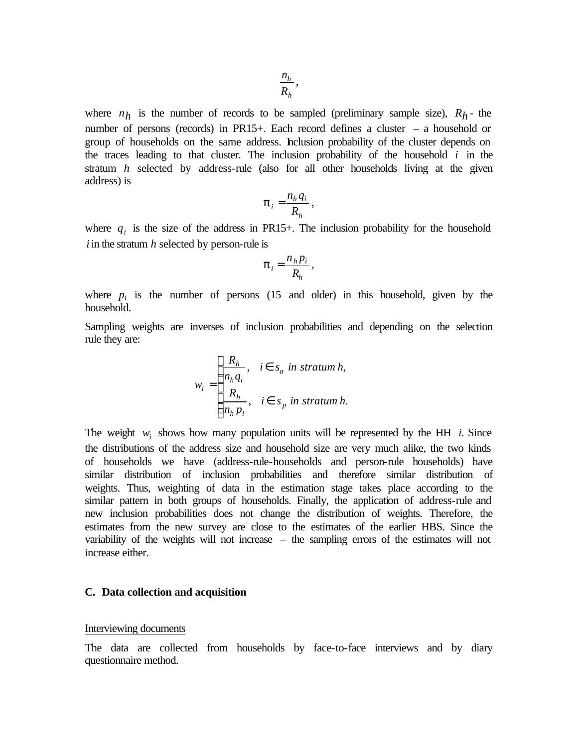$$\frac{n_h}{R_h},$$

where $n_h$ is the number of records to be sampled (preliminary sample size), $R_h$ - the number of persons (records) in PR15+. Each record defines a cluster – a household or group of households on the same address. Inclusion probability of the cluster depends on the traces leading to that cluster. The inclusion probability of the household $i$ in the stratum $h$ selected by address-rule (also for all other households living at the given address) is

$$\pi_i = \frac{n_h q_i}{R_h},$$

where $q_i$ is the size of the address in PR15+. The inclusion probability for the household $i$ in the stratum $h$ selected by person-rule is

$$\pi_i = \frac{n_h p_i}{R_h},$$

where $p_i$ is the number of persons (15 and older) in this household, given by the household.

Sampling weights are inverses of inclusion probabilities and depending on the selection rule they are:

$$w_i = \begin{cases} \dfrac{R_h}{n_h q_i}, & i \in s_a \text{ in stratum } h, \\ \dfrac{R_h}{n_h p_i}, & i \in s_p \text{ in stratum } h. \end{cases}$$

The weight $w_i$ shows how many population units will be represented by the HH $i$. Since the distributions of the address size and household size are very much alike, the two kinds of households we have (address-rule-households and person-rule households) have similar distribution of inclusion probabilities and therefore similar distribution of weights. Thus, weighting of data in the estimation stage takes place according to the similar pattern in both groups of households. Finally, the application of address-rule and new inclusion probabilities does not change the distribution of weights. Therefore, the estimates from the new survey are close to the estimates of the earlier HBS. Since the variability of the weights will not increase – the sampling errors of the estimates will not increase either.

### C. Data collection and acquisition

Interviewing documents

The data are collected from households by face-to-face interviews and by diary questionnaire method.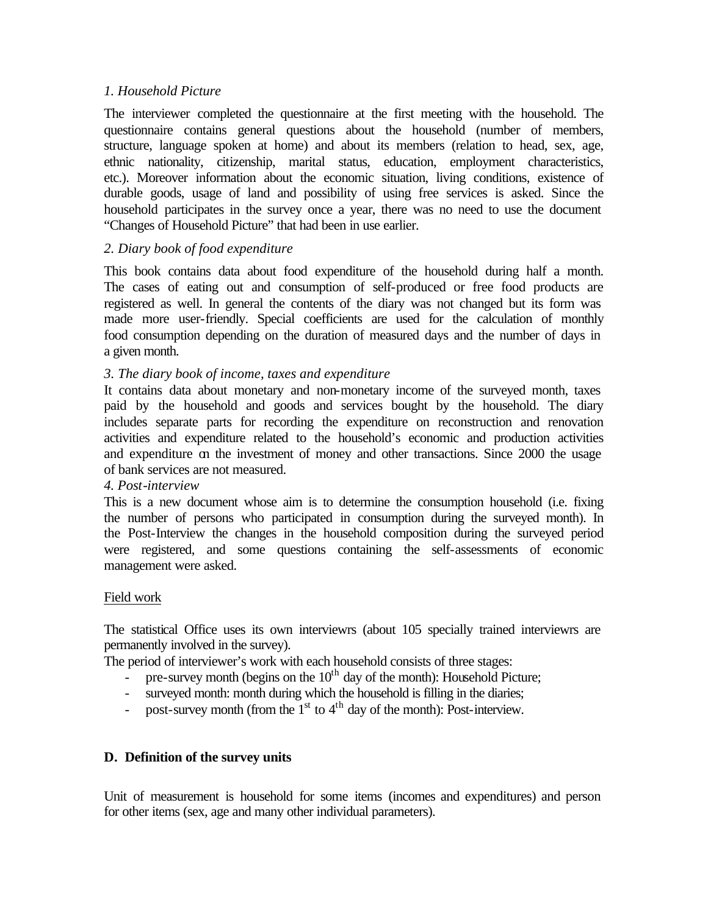*1. Household Picture*

The interviewer completed the questionnaire at the first meeting with the household. The questionnaire contains general questions about the household (number of members, structure, language spoken at home) and about its members (relation to head, sex, age, ethnic nationality, citizenship, marital status, education, employment characteristics, etc.). Moreover information about the economic situation, living conditions, existence of durable goods, usage of land and possibility of using free services is asked. Since the household participates in the survey once a year, there was no need to use the document "Changes of Household Picture" that had been in use earlier.

*2. Diary book of food expenditure*

This book contains data about food expenditure of the household during half a month. The cases of eating out and consumption of self-produced or free food products are registered as well. In general the contents of the diary was not changed but its form was made more user-friendly. Special coefficients are used for the calculation of monthly food consumption depending on the duration of measured days and the number of days in a given month.

*3. The diary book of income, taxes and expenditure*

It contains data about monetary and non-monetary income of the surveyed month, taxes paid by the household and goods and services bought by the household. The diary includes separate parts for recording the expenditure on reconstruction and renovation activities and expenditure related to the household's economic and production activities and expenditure on the investment of money and other transactions. Since 2000 the usage of bank services are not measured.

*4. Post-interview*

This is a new document whose aim is to determine the consumption household (i.e. fixing the number of persons who participated in consumption during the surveyed month). In the Post-Interview the changes in the household composition during the surveyed period were registered, and some questions containing the self-assessments of economic management were asked.

Field work

The statistical Office uses its own interviewrs (about 105 specially trained interviewrs are permanently involved in the survey).

The period of interviewer's work with each household consists of three stages:

- pre-survey month (begins on the 10th day of the month): Household Picture;
- surveyed month: month during which the household is filling in the diaries;
- post-survey month (from the 1st to 4th day of the month): Post-interview.

## D. Definition of the survey units

Unit of measurement is household for some items (incomes and expenditures) and person for other items (sex, age and many other individual parameters).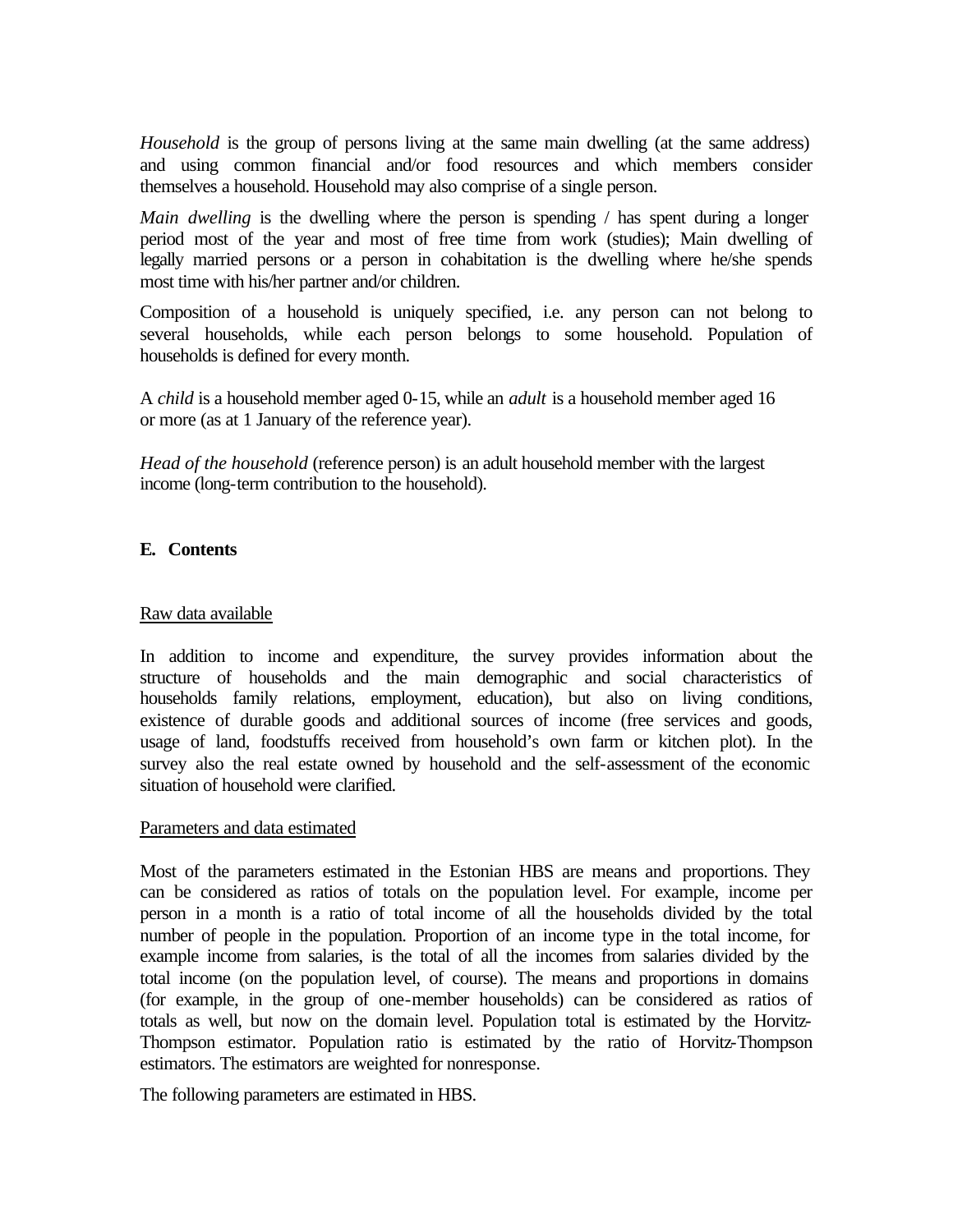*Household* is the group of persons living at the same main dwelling (at the same address) and using common financial and/or food resources and which members consider themselves a household. Household may also comprise of a single person.

*Main dwelling* is the dwelling where the person is spending / has spent during a longer period most of the year and most of free time from work (studies); Main dwelling of legally married persons or a person in cohabitation is the dwelling where he/she spends most time with his/her partner and/or children.

Composition of a household is uniquely specified, i.e. any person can not belong to several households, while each person belongs to some household. Population of households is defined for every month.

A *child* is a household member aged 0-15, while an *adult* is a household member aged 16 or more (as at 1 January of the reference year).

*Head of the household* (reference person) is an adult household member with the largest income (long-term contribution to the household).

## E. Contents

Raw data available

In addition to income and expenditure, the survey provides information about the structure of households and the main demographic and social characteristics of households family relations, employment, education), but also on living conditions, existence of durable goods and additional sources of income (free services and goods, usage of land, foodstuffs received from household's own farm or kitchen plot). In the survey also the real estate owned by household and the self-assessment of the economic situation of household were clarified.

Parameters and data estimated

Most of the parameters estimated in the Estonian HBS are means and proportions. They can be considered as ratios of totals on the population level. For example, income per person in a month is a ratio of total income of all the households divided by the total number of people in the population. Proportion of an income type in the total income, for example income from salaries, is the total of all the incomes from salaries divided by the total income (on the population level, of course). The means and proportions in domains (for example, in the group of one-member households) can be considered as ratios of totals as well, but now on the domain level. Population total is estimated by the Horvitz-Thompson estimator. Population ratio is estimated by the ratio of Horvitz-Thompson estimators. The estimators are weighted for nonresponse.

The following parameters are estimated in HBS.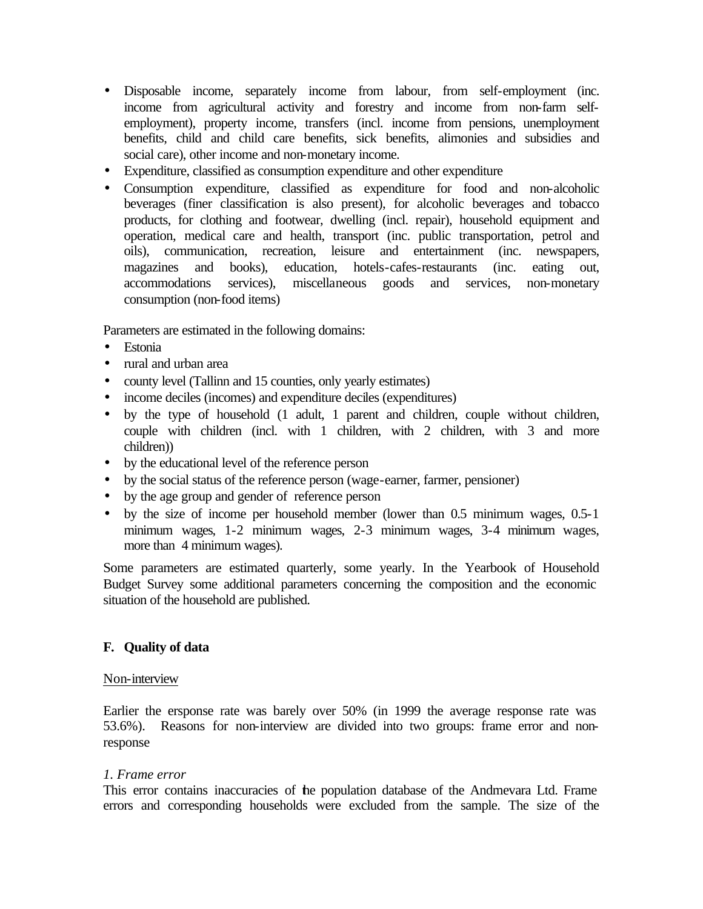- Disposable income, separately income from labour, from self-employment (inc. income from agricultural activity and forestry and income from non-farm self-employment), property income, transfers (incl. income from pensions, unemployment benefits, child and child care benefits, sick benefits, alimonies and subsidies and social care), other income and non-monetary income.
- Expenditure, classified as consumption expenditure and other expenditure
- Consumption expenditure, classified as expenditure for food and non-alcoholic beverages (finer classification is also present), for alcoholic beverages and tobacco products, for clothing and footwear, dwelling (incl. repair), household equipment and operation, medical care and health, transport (inc. public transportation, petrol and oils), communication, recreation, leisure and entertainment (inc. newspapers, magazines and books), education, hotels-cafes-restaurants (inc. eating out, accommodations services), miscellaneous goods and services, non-monetary consumption (non-food items)

Parameters are estimated in the following domains:

- Estonia
- rural and urban area
- county level (Tallinn and 15 counties, only yearly estimates)
- income deciles (incomes) and expenditure deciles (expenditures)
- by the type of household (1 adult, 1 parent and children, couple without children, couple with children (incl. with 1 children, with 2 children, with 3 and more children))
- by the educational level of the reference person
- by the social status of the reference person (wage-earner, farmer, pensioner)
- by the age group and gender of reference person
- by the size of income per household member (lower than 0.5 minimum wages, 0.5-1 minimum wages, 1-2 minimum wages, 2-3 minimum wages, 3-4 minimum wages, more than 4 minimum wages).

Some parameters are estimated quarterly, some yearly. In the Yearbook of Household Budget Survey some additional parameters concerning the composition and the economic situation of the household are published.

## F. Quality of data

Non-interview

Earlier the ersponse rate was barely over 50% (in 1999 the average response rate was 53.6%). Reasons for non-interview are divided into two groups: frame error and non-response

*1. Frame error*

This error contains inaccuracies of the population database of the Andmevara Ltd. Frame errors and corresponding households were excluded from the sample. The size of the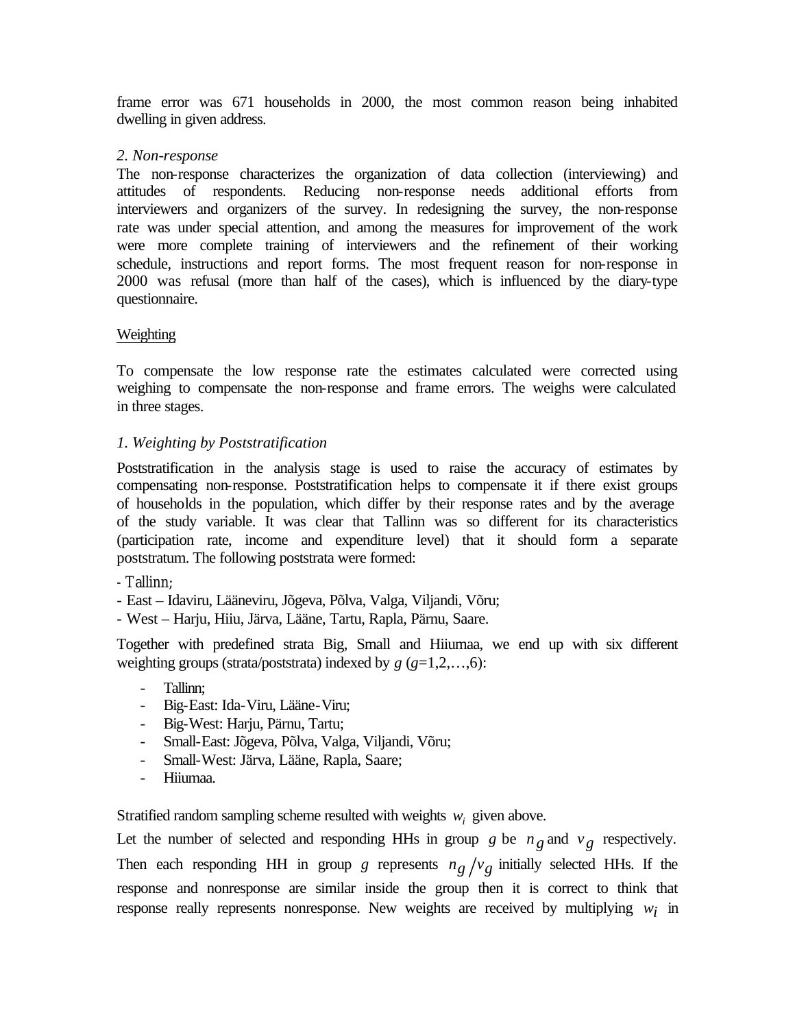frame error was 671 households in 2000, the most common reason being inhabited dwelling in given address.

*2. Non-response*

The non-response characterizes the organization of data collection (interviewing) and attitudes of respondents. Reducing non-response needs additional efforts from interviewers and organizers of the survey. In redesigning the survey, the non-response rate was under special attention, and among the measures for improvement of the work were more complete training of interviewers and the refinement of their working schedule, instructions and report forms. The most frequent reason for non-response in 2000 was refusal (more than half of the cases), which is influenced by the diary-type questionnaire.

Weighting

To compensate the low response rate the estimates calculated were corrected using weighing to compensate the non-response and frame errors. The weighs were calculated in three stages.

*1. Weighting by Poststratification*

Poststratification in the analysis stage is used to raise the accuracy of estimates by compensating non-response. Poststratification helps to compensate it if there exist groups of households in the population, which differ by their response rates and by the average of the study variable. It was clear that Tallinn was so different for its characteristics (participation rate, income and expenditure level) that it should form a separate poststratum. The following poststrata were formed:

- Tallinn;
- East – Idaviru, Lääneviru, Jõgeva, Põlva, Valga, Viljandi, Võru;
- West – Harju, Hiiu, Järva, Lääne, Tartu, Rapla, Pärnu, Saare.

Together with predefined strata Big, Small and Hiiumaa, we end up with six different weighting groups (strata/poststrata) indexed by $g$ ($g$=1,2,…,6):

- Tallinn;
- Big-East: Ida-Viru, Lääne-Viru;
- Big-West: Harju, Pärnu, Tartu;
- Small-East: Jõgeva, Põlva, Valga, Viljandi, Võru;
- Small-West: Järva, Lääne, Rapla, Saare;
- Hiiumaa.

Stratified random sampling scheme resulted with weights $w_i$ given above.

Let the number of selected and responding HHs in group $g$ be $n_g$ and $v_g$ respectively. Then each responding HH in group $g$ represents $n_g / v_g$ initially selected HHs. If the response and nonresponse are similar inside the group then it is correct to think that response really represents nonresponse. New weights are received by multiplying $w_i$ in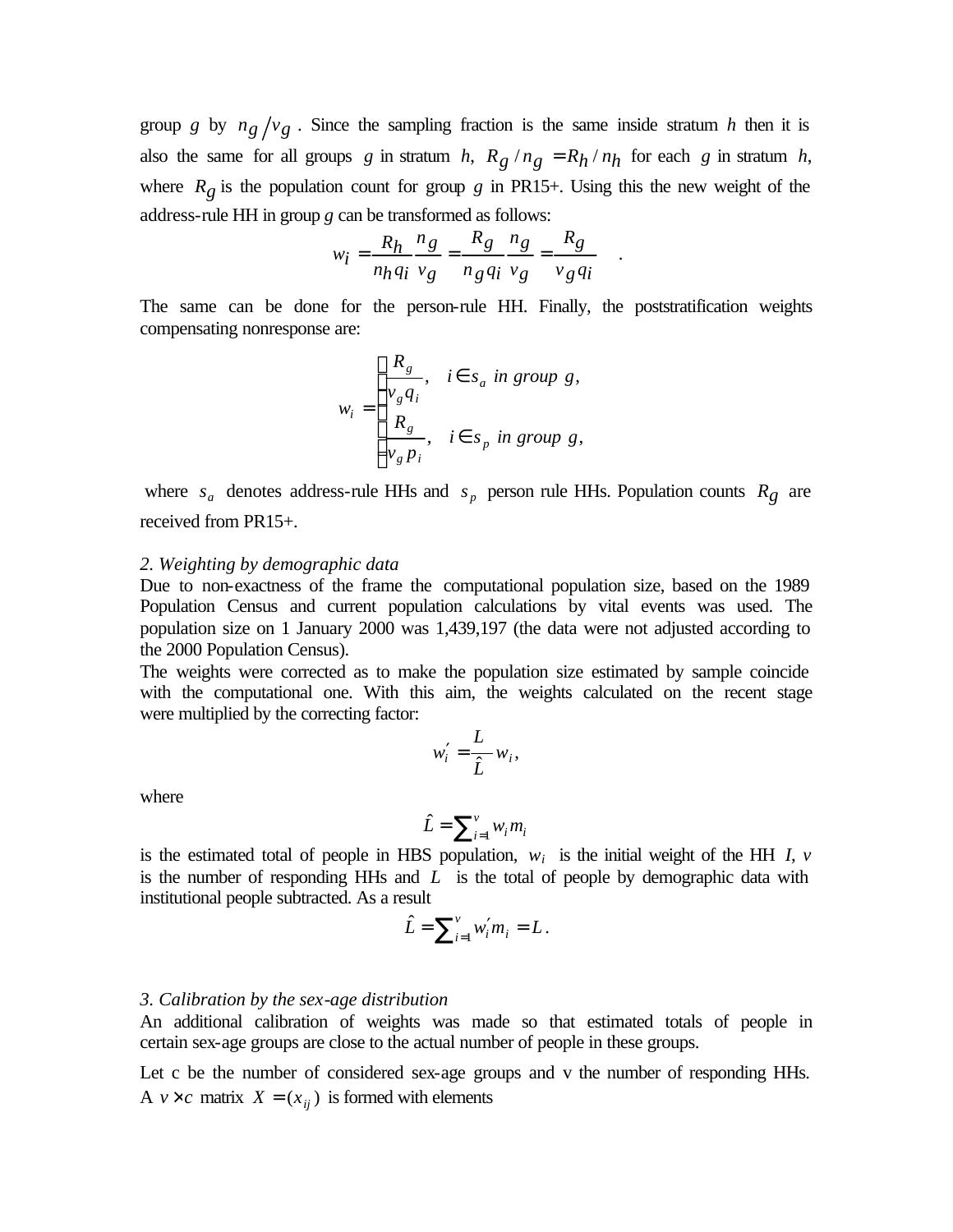group $g$ by $n_g / v_g$. Since the sampling fraction is the same inside stratum $h$ then it is also the same for all groups $g$ in stratum $h$, $R_g / n_g = R_h / n_h$ for each $g$ in stratum $h$, where $R_g$ is the population count for group $g$ in PR15+. Using this the new weight of the address-rule HH in group $g$ can be transformed as follows:

$$w_i = \frac{R_h}{n_h q_i} \frac{n_g}{v_g} = \frac{R_g}{n_g q_i} \frac{n_g}{v_g} = \frac{R_g}{v_g q_i} \quad .$$

The same can be done for the person-rule HH. Finally, the poststratification weights compensating nonresponse are:

$$w_i = \begin{cases} \dfrac{R_g}{v_g q_i}, & i \in s_a \text{ in group } g, \\ \dfrac{R_g}{v_g p_i}, & i \in s_p \text{ in group } g, \end{cases}$$

where $s_a$ denotes address-rule HHs and $s_p$ person rule HHs. Population counts $R_g$ are received from PR15+.

*2. Weighting by demographic data*

Due to non-exactness of the frame the computational population size, based on the 1989 Population Census and current population calculations by vital events was used. The population size on 1 January 2000 was 1,439,197 (the data were not adjusted according to the 2000 Population Census).

The weights were corrected as to make the population size estimated by sample coincide with the computational one. With this aim, the weights calculated on the recent stage were multiplied by the correcting factor:

$$w_i' = \frac{L}{\hat{L}} w_i,$$

where

$$\hat{L} = \sum_{i=1}^{v} w_i m_i$$

is the estimated total of people in HBS population, $w_i$ is the initial weight of the HH $I$, $v$ is the number of responding HHs and $L$ is the total of people by demographic data with institutional people subtracted. As a result

$$\hat{L} = \sum_{i=1}^{v} w_i' m_i = L.$$

*3. Calibration by the sex-age distribution*

An additional calibration of weights was made so that estimated totals of people in certain sex-age groups are close to the actual number of people in these groups.

Let c be the number of considered sex-age groups and v the number of responding HHs. A $v \times c$ matrix $X = (x_{ij})$ is formed with elements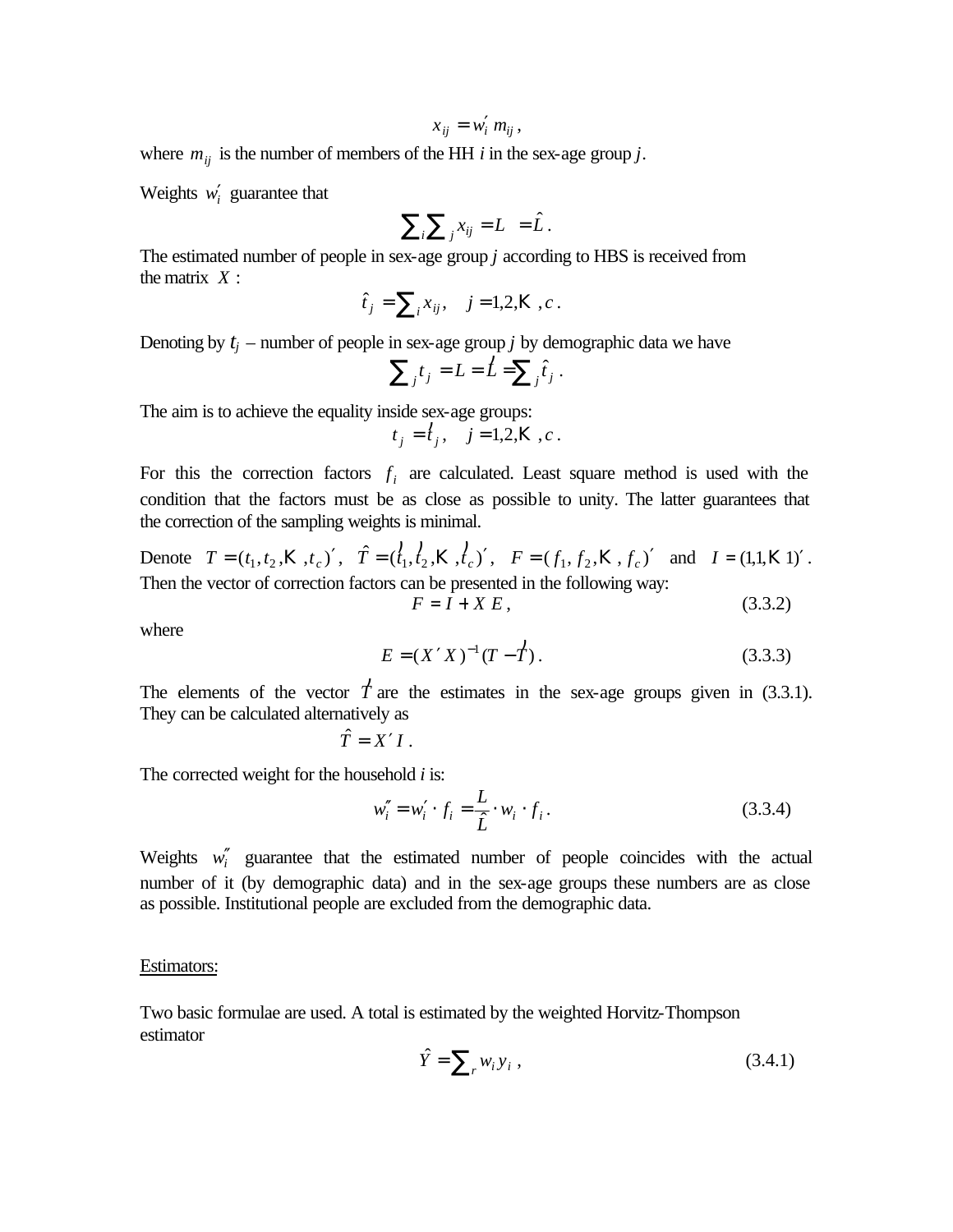$$x_{ij} = w_i' \, m_{ij} \, ,$$

where $m_{ij}$ is the number of members of the HH $i$ in the sex-age group $j$.

Weights $w_i'$ guarantee that

$$\sum_i \sum_j x_{ij} = L = \hat{L} \, .$$

The estimated number of people in sex-age group $j$ according to HBS is received from the matrix $X$ :

$$\hat{t}_j = \sum_i x_{ij}, \quad j = 1,2,\ldots,c \, .$$

Denoting by $t_j$ – number of people in sex-age group $j$ by demographic data we have

$$\sum_j t_j = L = \hat{L} = \sum_j \hat{t}_j \, .$$

The aim is to achieve the equality inside sex-age groups:

$$t_j = \hat{t}_j, \quad j = 1,2,\ldots,c \, .$$

For this the correction factors $f_i$ are calculated. Least square method is used with the condition that the factors must be as close as possible to unity. The latter guarantees that the correction of the sampling weights is minimal.

Denote $T = (t_1, t_2, \ldots, t_c)'$, $\hat{T} = (\hat{t}_1, \hat{t}_2, \ldots, \hat{t}_c)'$, $F = (f_1, f_2, \ldots, f_c)'$ and $I = (1,1,\ldots 1)'$. Then the vector of correction factors can be presented in the following way:

$$F = I + X \, E \, , \tag{3.3.2}$$

where

$$E = (X' X)^{-1} (T - \hat{T}) \, . \tag{3.3.3}$$

The elements of the vector $\hat{T}$ are the estimates in the sex-age groups given in (3.3.1). They can be calculated alternatively as

$$\hat{T} = X' I \, .$$

The corrected weight for the household $i$ is:

$$w_i'' = w_i' \cdot f_i = \frac{L}{\hat{L}} \cdot w_i \cdot f_i \, . \tag{3.3.4}$$

Weights $w_i''$ guarantee that the estimated number of people coincides with the actual number of it (by demographic data) and in the sex-age groups these numbers are as close as possible. Institutional people are excluded from the demographic data.

Estimators:

Two basic formulae are used. A total is estimated by the weighted Horvitz-Thompson estimator

$$\hat{Y} = \sum_r w_i y_i \, , \tag{3.4.1}$$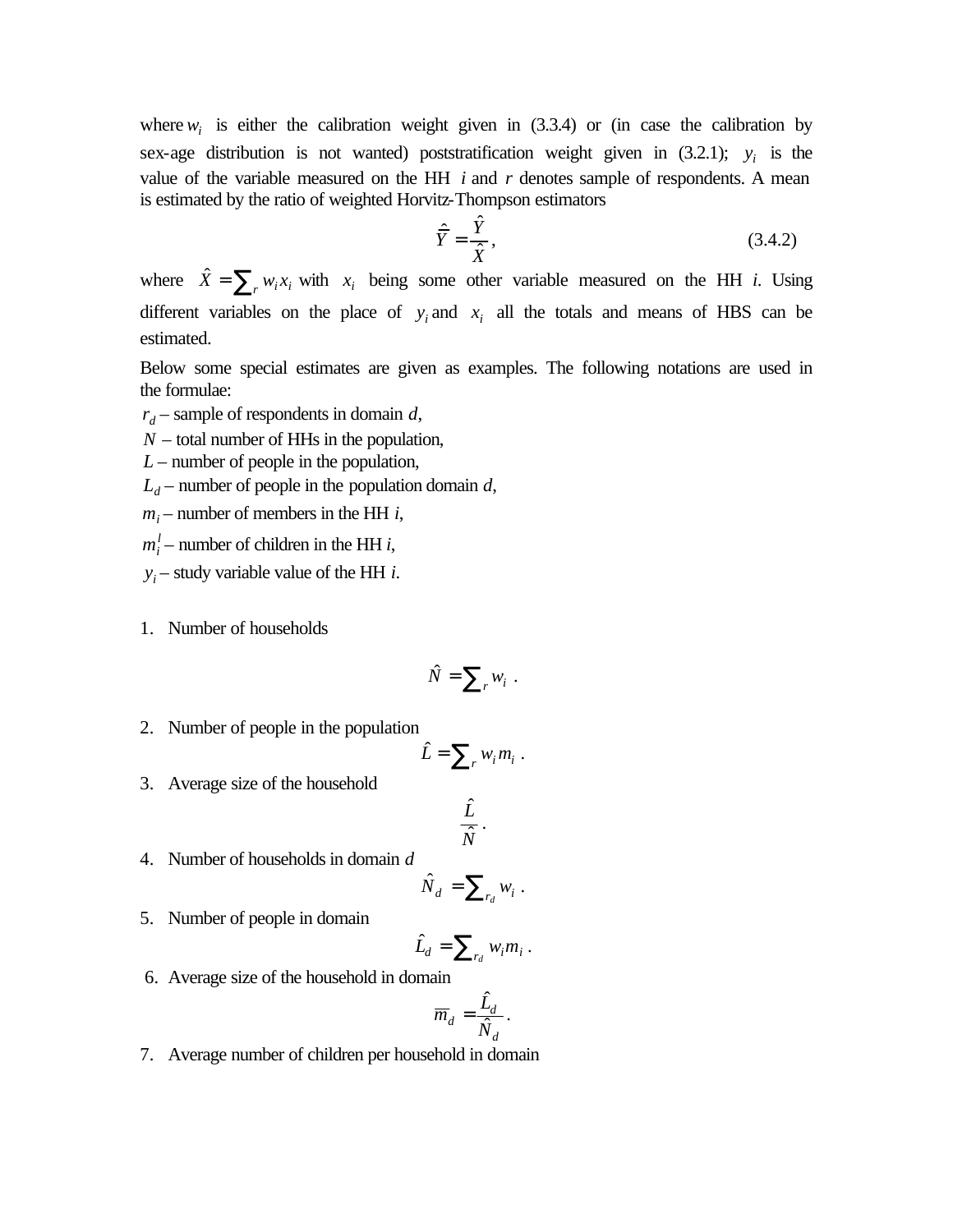where $w_i$ is either the calibration weight given in (3.3.4) or (in case the calibration by sex-age distribution is not wanted) poststratification weight given in (3.2.1); $y_i$ is the value of the variable measured on the HH $i$ and $r$ denotes sample of respondents. A mean is estimated by the ratio of weighted Horvitz-Thompson estimators

$$\hat{\bar{Y}} = \frac{\hat{Y}}{\hat{X}}, \tag{3.4.2}$$

where $\hat{X} = \sum_r w_i x_i$ with $x_i$ being some other variable measured on the HH $i$. Using different variables on the place of $y_i$ and $x_i$ all the totals and means of HBS can be estimated.

Below some special estimates are given as examples. The following notations are used in the formulae:

$r_d$ – sample of respondents in domain $d$,
$N$ – total number of HHs in the population,
$L$ – number of people in the population,
$L_d$ – number of people in the population domain $d$,
$m_i$ – number of members in the HH $i$,
$m_i^l$ – number of children in the HH $i$,
$y_i$ – study variable value of the HH $i$.

1. Number of households

$$\hat{N} = \sum_r w_i .$$

2. Number of people in the population

$$\hat{L} = \sum_r w_i m_i .$$

3. Average size of the household

$$\frac{\hat{L}}{\hat{N}} .$$

4. Number of households in domain $d$

$$\hat{N}_d = \sum_{r_d} w_i .$$

5. Number of people in domain

$$\hat{L}_d = \sum_{r_d} w_i m_i .$$

6. Average size of the household in domain

$$\overline{m}_d = \frac{\hat{L}_d}{\hat{N}_d} .$$

7. Average number of children per household in domain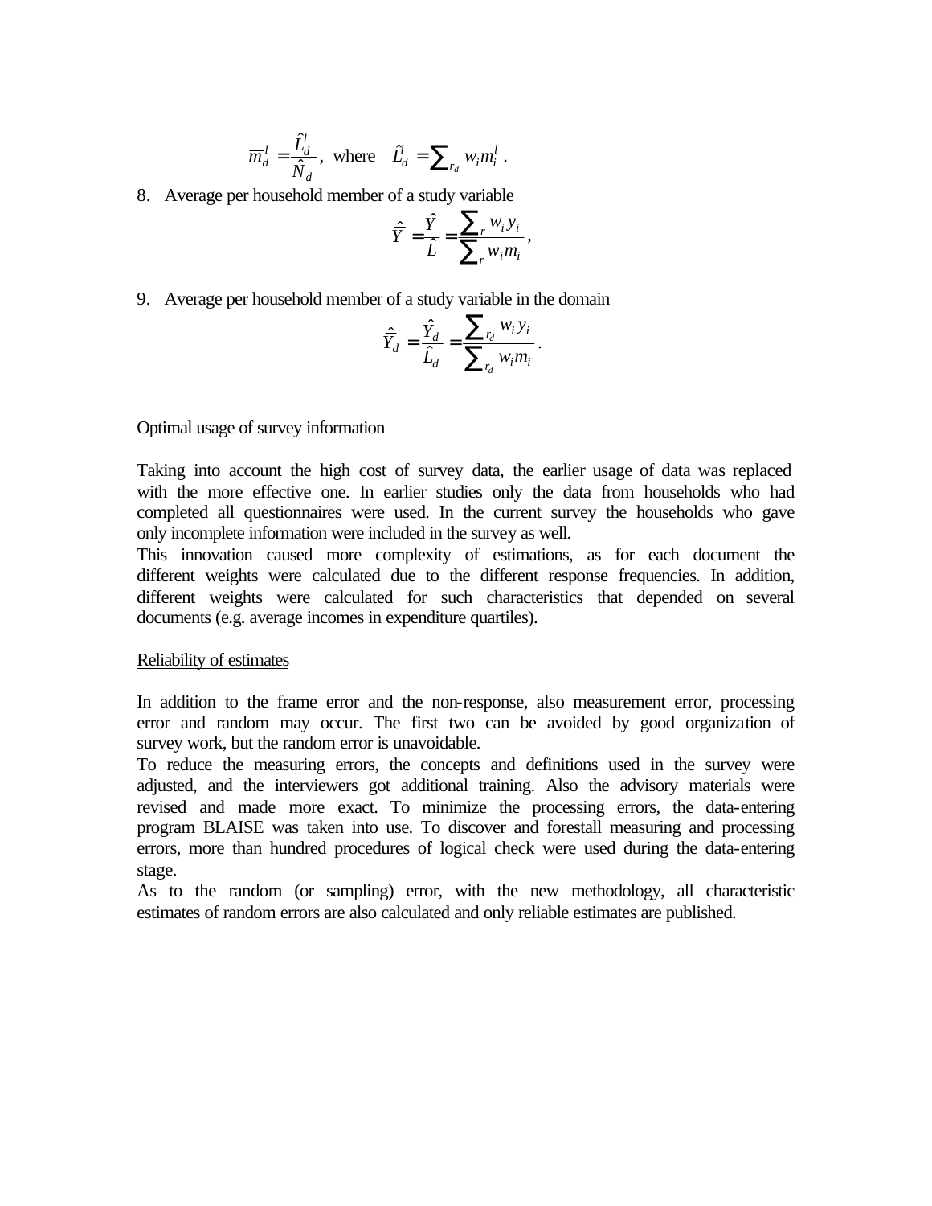$$\overline{m}_d^l = \frac{\hat{L}_d^l}{\hat{N}_d}, \text{ where } \quad \hat{L}_d^l = \sum\nolimits_{r_d} w_i m_i^l \; .$$

8. Average per household member of a study variable

$$\hat{\overline{Y}} = \frac{\hat{Y}}{\hat{L}} = \frac{\sum_r w_i y_i}{\sum_r w_i m_i},$$

9. Average per household member of a study variable in the domain

$$\hat{\overline{Y}}_d = \frac{\hat{Y}_d}{\hat{L}_d} = \frac{\sum_{r_d} w_i y_i}{\sum_{r_d} w_i m_i}.$$

Optimal usage of survey information

Taking into account the high cost of survey data, the earlier usage of data was replaced with the more effective one. In earlier studies only the data from households who had completed all questionnaires were used. In the current survey the households who gave only incomplete information were included in the survey as well.

This innovation caused more complexity of estimations, as for each document the different weights were calculated due to the different response frequencies. In addition, different weights were calculated for such characteristics that depended on several documents (e.g. average incomes in expenditure quartiles).

Reliability of estimates

In addition to the frame error and the non-response, also measurement error, processing error and random may occur. The first two can be avoided by good organization of survey work, but the random error is unavoidable.

To reduce the measuring errors, the concepts and definitions used in the survey were adjusted, and the interviewers got additional training. Also the advisory materials were revised and made more exact. To minimize the processing errors, the data-entering program BLAISE was taken into use. To discover and forestall measuring and processing errors, more than hundred procedures of logical check were used during the data-entering stage.

As to the random (or sampling) error, with the new methodology, all characteristic estimates of random errors are also calculated and only reliable estimates are published.